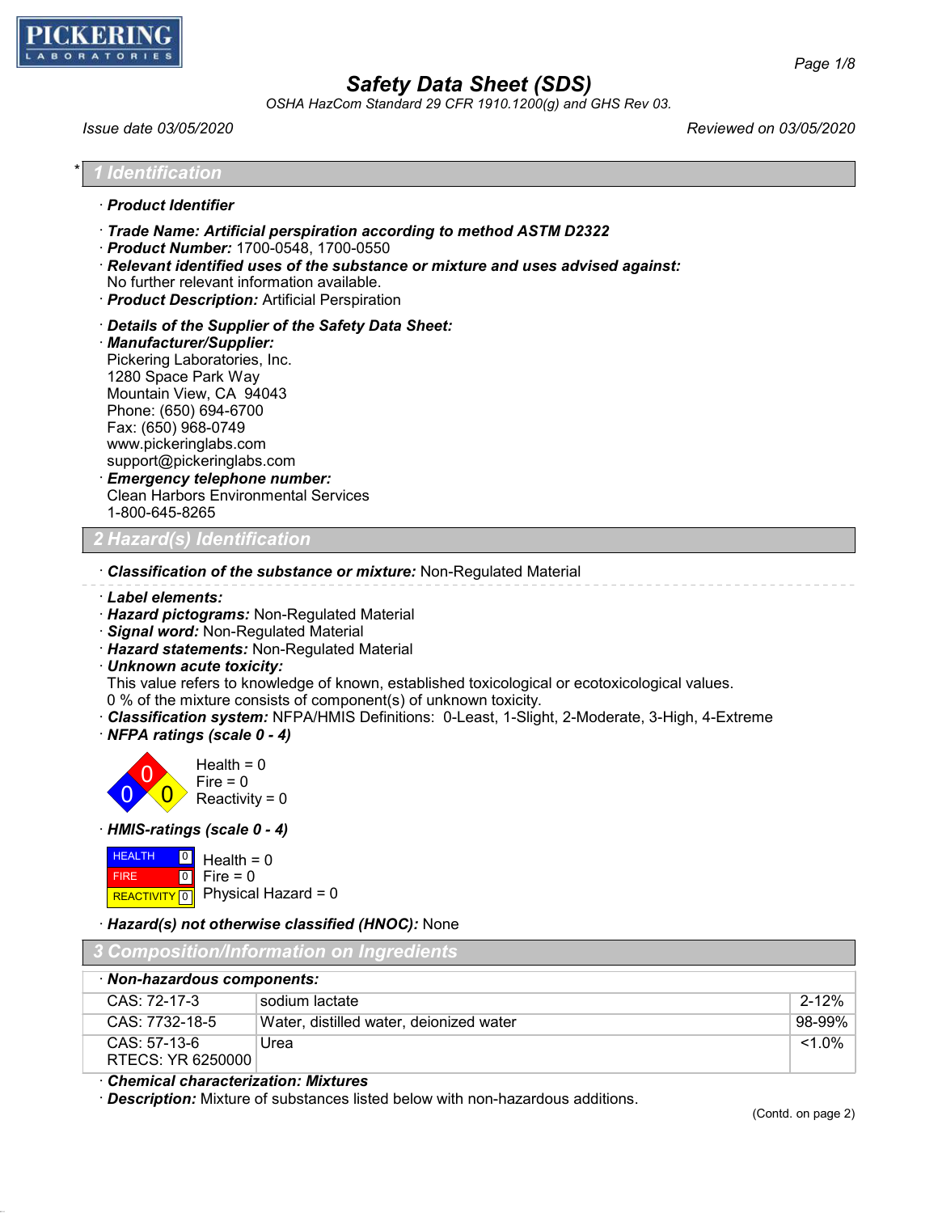PICKERING LABORATORIES

# Safety Data Sheet (SDS)

*OSHA HazCom Standard 29 CFR 1910.1200(g) and GHS Rev 03.*

*Issue date 03/05/2020* *Reviewed on 03/05/2020*

## * 1 Identification

· **Product Identifier**

· **Trade Name: Artificial perspiration according to method ASTM D2322**
· **Product Number:** 1700-0548, 1700-0550
· **Relevant identified uses of the substance or mixture and uses advised against:**
No further relevant information available.
· **Product Description:** Artificial Perspiration

· **Details of the Supplier of the Safety Data Sheet:**
· **Manufacturer/Supplier:**
Pickering Laboratories, Inc.
1280 Space Park Way
Mountain View, CA 94043
Phone: (650) 694-6700
Fax: (650) 968-0749
www.pickeringlabs.com
support@pickeringlabs.com
· **Emergency telephone number:**
Clean Harbors Environmental Services
1-800-645-8265

## 2 Hazard(s) Identification

· **Classification of the substance or mixture:** Non-Regulated Material

· **Label elements:**
· **Hazard pictograms:** Non-Regulated Material
· **Signal word:** Non-Regulated Material
· **Hazard statements:** Non-Regulated Material
· **Unknown acute toxicity:**
This value refers to knowledge of known, established toxicological or ecotoxicological values.
0 % of the mixture consists of component(s) of unknown toxicity.
· **Classification system:** NFPA/HMIS Definitions: 0-Least, 1-Slight, 2-Moderate, 3-High, 4-Extreme
· **NFPA ratings (scale 0 - 4)**

Health = 0
Fire = 0
Reactivity = 0

· **HMIS-ratings (scale 0 - 4)**

| | | |
|---|---|---|
| HEALTH | 0 | Health = 0 |
| FIRE | 0 | Fire = 0 |
| REACTIVITY | 0 | Physical Hazard = 0 |

· **Hazard(s) not otherwise classified (HNOC):** None

## 3 Composition/Information on Ingredients

| · **Non-hazardous components:** | | |
|---|---|---|
| CAS: 72-17-3 | sodium lactate | 2-12% |
| CAS: 7732-18-5 | Water, distilled water, deionized water | 98-99% |
| CAS: 57-13-6<br>RTECS: YR 6250000 | Urea | <1.0% |

· **Chemical characterization: Mixtures**
· **Description:** Mixture of substances listed below with non-hazardous additions.

(Contd. on page 2)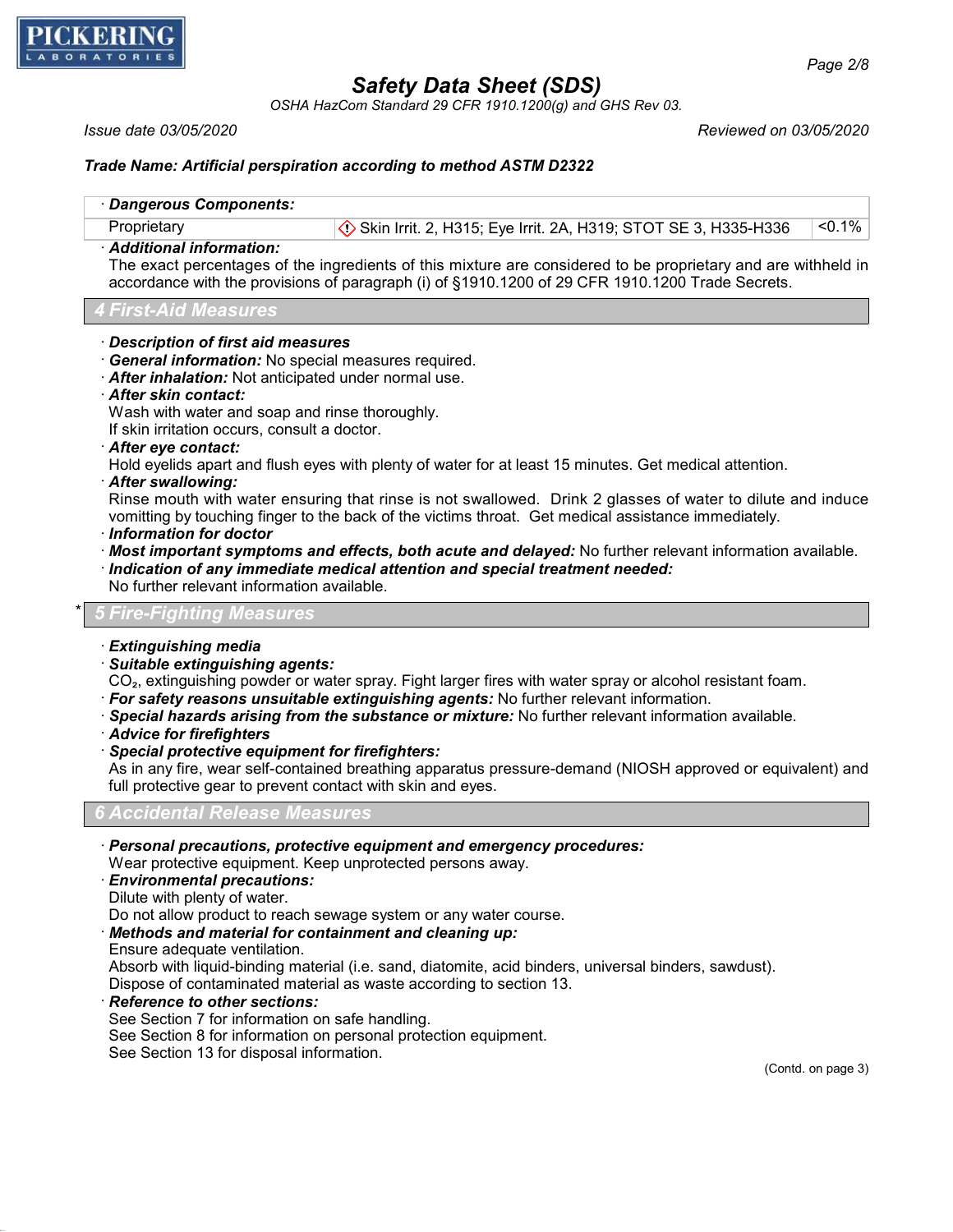**Trade Name: Artificial perspiration according to method ASTM D2322**

| · Dangerous Components: | | |
|---|---|---|
| Proprietary | Skin Irrit. 2, H315; Eye Irrit. 2A, H319; STOT SE 3, H335-H336 | <0.1% |

· **Additional information:**
The exact percentages of the ingredients of this mixture are considered to be proprietary and are withheld in accordance with the provisions of paragraph (i) of §1910.1200 of 29 CFR 1910.1200 Trade Secrets.

## 4 First-Aid Measures

· ***Description of first aid measures***
· ***General information:*** No special measures required.
· ***After inhalation:*** Not anticipated under normal use.
· ***After skin contact:***
Wash with water and soap and rinse thoroughly.
If skin irritation occurs, consult a doctor.
· ***After eye contact:***
Hold eyelids apart and flush eyes with plenty of water for at least 15 minutes. Get medical attention.
· ***After swallowing:***
Rinse mouth with water ensuring that rinse is not swallowed. Drink 2 glasses of water to dilute and induce vomitting by touching finger to the back of the victims throat. Get medical assistance immediately.
· ***Information for doctor***
· ***Most important symptoms and effects, both acute and delayed:*** No further relevant information available.
· ***Indication of any immediate medical attention and special treatment needed:***
No further relevant information available.

## * 5 Fire-Fighting Measures

· ***Extinguishing media***
· ***Suitable extinguishing agents:***
$CO_2$, extinguishing powder or water spray. Fight larger fires with water spray or alcohol resistant foam.
· ***For safety reasons unsuitable extinguishing agents:*** No further relevant information.
· ***Special hazards arising from the substance or mixture:*** No further relevant information available.
· ***Advice for firefighters***
· ***Special protective equipment for firefighters:***
As in any fire, wear self-contained breathing apparatus pressure-demand (NIOSH approved or equivalent) and full protective gear to prevent contact with skin and eyes.

## 6 Accidental Release Measures

· ***Personal precautions, protective equipment and emergency procedures:***
Wear protective equipment. Keep unprotected persons away.
· ***Environmental precautions:***
Dilute with plenty of water.
Do not allow product to reach sewage system or any water course.
· ***Methods and material for containment and cleaning up:***
Ensure adequate ventilation.
Absorb with liquid-binding material (i.e. sand, diatomite, acid binders, universal binders, sawdust).
Dispose of contaminated material as waste according to section 13.
· ***Reference to other sections:***
See Section 7 for information on safe handling.
See Section 8 for information on personal protection equipment.
See Section 13 for disposal information.

(Contd. on page 3)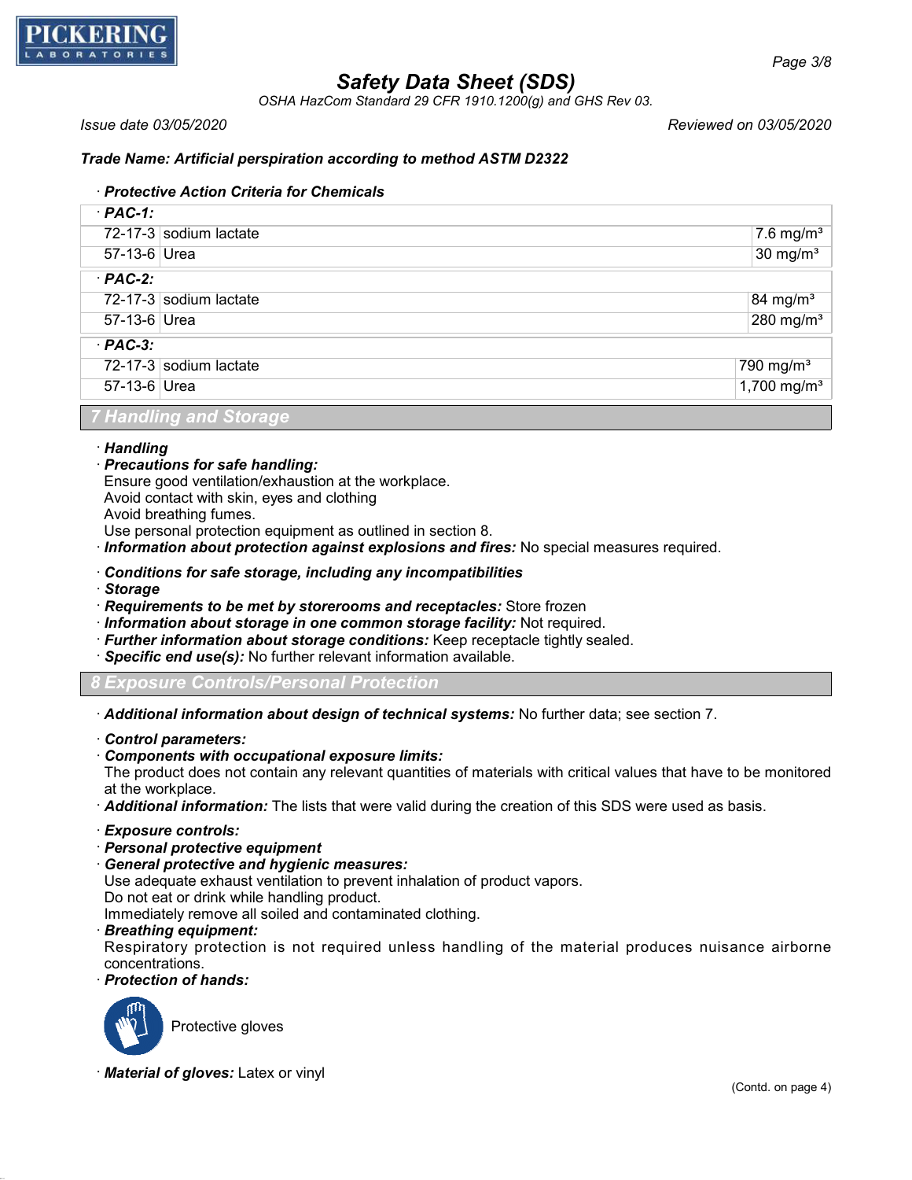*Trade Name: Artificial perspiration according to method ASTM D2322*

· **Protective Action Criteria for Chemicals**

| · **PAC-1:** | | |
|---|---|---|
| 72-17-3 | sodium lactate | 7.6 mg/m³ |
| 57-13-6 | Urea | 30 mg/m³ |
| · **PAC-2:** | | |
| 72-17-3 | sodium lactate | 84 mg/m³ |
| 57-13-6 | Urea | 280 mg/m³ |
| · **PAC-3:** | | |
| 72-17-3 | sodium lactate | 790 mg/m³ |
| 57-13-6 | Urea | 1,700 mg/m³ |

## 7 Handling and Storage

· ***Handling***
· ***Precautions for safe handling:***
Ensure good ventilation/exhaustion at the workplace.
Avoid contact with skin, eyes and clothing
Avoid breathing fumes.
Use personal protection equipment as outlined in section 8.
· ***Information about protection against explosions and fires:*** No special measures required.

· ***Conditions for safe storage, including any incompatibilities***
· ***Storage***
· ***Requirements to be met by storerooms and receptacles:*** Store frozen
· ***Information about storage in one common storage facility:*** Not required.
· ***Further information about storage conditions:*** Keep receptacle tightly sealed.
· ***Specific end use(s):*** No further relevant information available.

## 8 Exposure Controls/Personal Protection

· ***Additional information about design of technical systems:*** No further data; see section 7.

· ***Control parameters:***
· ***Components with occupational exposure limits:***
The product does not contain any relevant quantities of materials with critical values that have to be monitored at the workplace.
· ***Additional information:*** The lists that were valid during the creation of this SDS were used as basis.

· ***Exposure controls:***
· ***Personal protective equipment***
· ***General protective and hygienic measures:***
Use adequate exhaust ventilation to prevent inhalation of product vapors.
Do not eat or drink while handling product.
Immediately remove all soiled and contaminated clothing.
· ***Breathing equipment:***
Respiratory protection is not required unless handling of the material produces nuisance airborne concentrations.
· ***Protection of hands:***

Protective gloves

· ***Material of gloves:*** Latex or vinyl

(Contd. on page 4)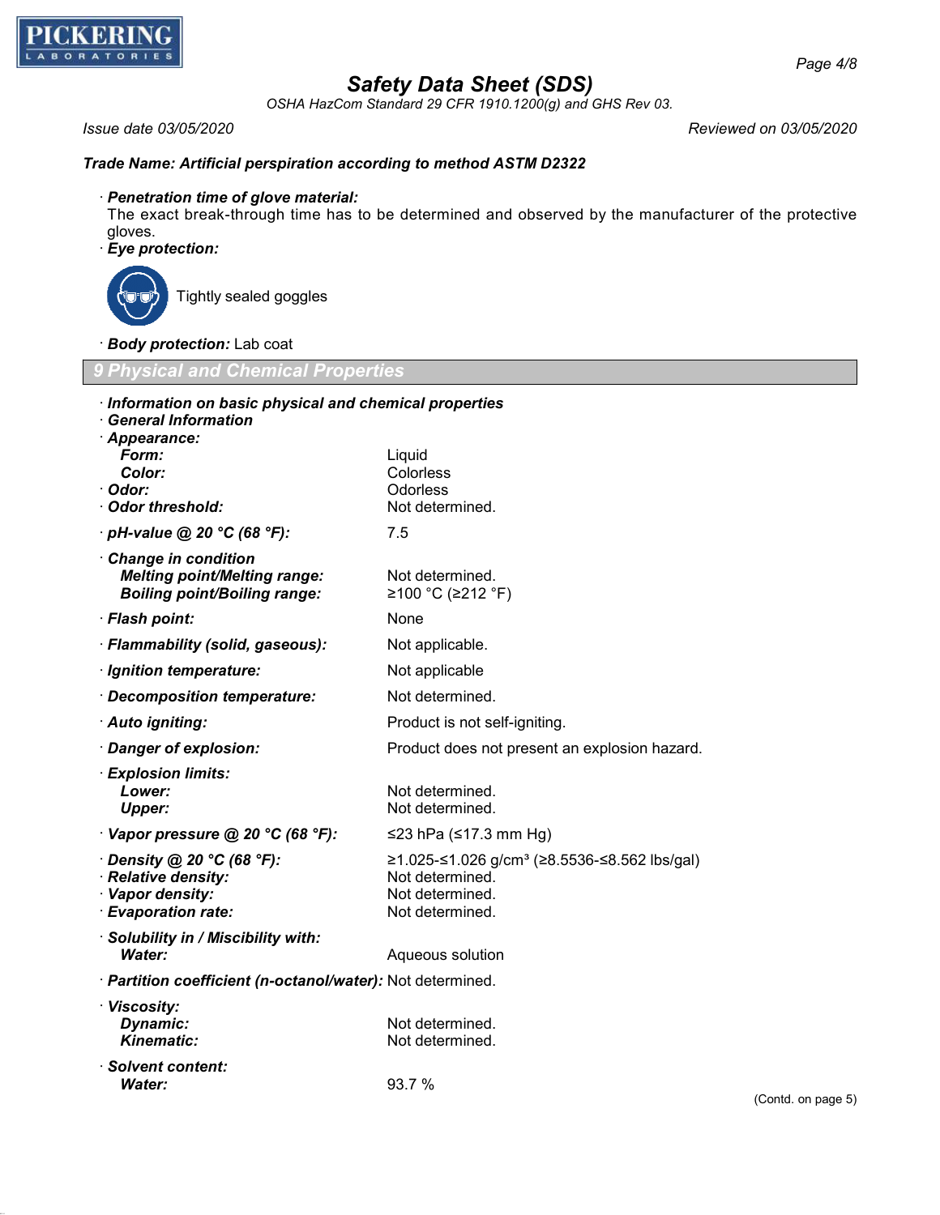**Trade Name: Artificial perspiration according to method ASTM D2322**

· ***Penetration time of glove material:***
The exact break-through time has to be determined and observed by the manufacturer of the protective gloves.

· ***Eye protection:***

Tightly sealed goggles

· ***Body protection:*** Lab coat

## 9 Physical and Chemical Properties

· ***Information on basic physical and chemical properties***
· ***General Information***

| | |
|---|---|
| · ***Appearance:*** | |
| ***Form:*** | Liquid |
| ***Color:*** | Colorless |
| · ***Odor:*** | Odorless |
| · ***Odor threshold:*** | Not determined. |
| · ***pH-value @ 20 °C (68 °F):*** | 7.5 |
| · ***Change in condition*** | |
| ***Melting point/Melting range:*** | Not determined. |
| ***Boiling point/Boiling range:*** | ≥100 °C (≥212 °F) |
| · ***Flash point:*** | None |
| · ***Flammability (solid, gaseous):*** | Not applicable. |
| · ***Ignition temperature:*** | Not applicable |
| · ***Decomposition temperature:*** | Not determined. |
| · ***Auto igniting:*** | Product is not self-igniting. |
| · ***Danger of explosion:*** | Product does not present an explosion hazard. |
| · ***Explosion limits:*** | |
| ***Lower:*** | Not determined. |
| ***Upper:*** | Not determined. |
| · ***Vapor pressure @ 20 °C (68 °F):*** | ≤23 hPa (≤17.3 mm Hg) |
| · ***Density @ 20 °C (68 °F):*** | ≥1.025-≤1.026 g/cm³ (≥8.5536-≤8.562 lbs/gal) |
| · ***Relative density:*** | Not determined. |
| · ***Vapor density:*** | Not determined. |
| · ***Evaporation rate:*** | Not determined. |
| · ***Solubility in / Miscibility with:*** | |
| ***Water:*** | Aqueous solution |
| · ***Partition coefficient (n-octanol/water):*** | Not determined. |
| · ***Viscosity:*** | |
| ***Dynamic:*** | Not determined. |
| ***Kinematic:*** | Not determined. |
| · ***Solvent content:*** | |
| ***Water:*** | 93.7 % |

(Contd. on page 5)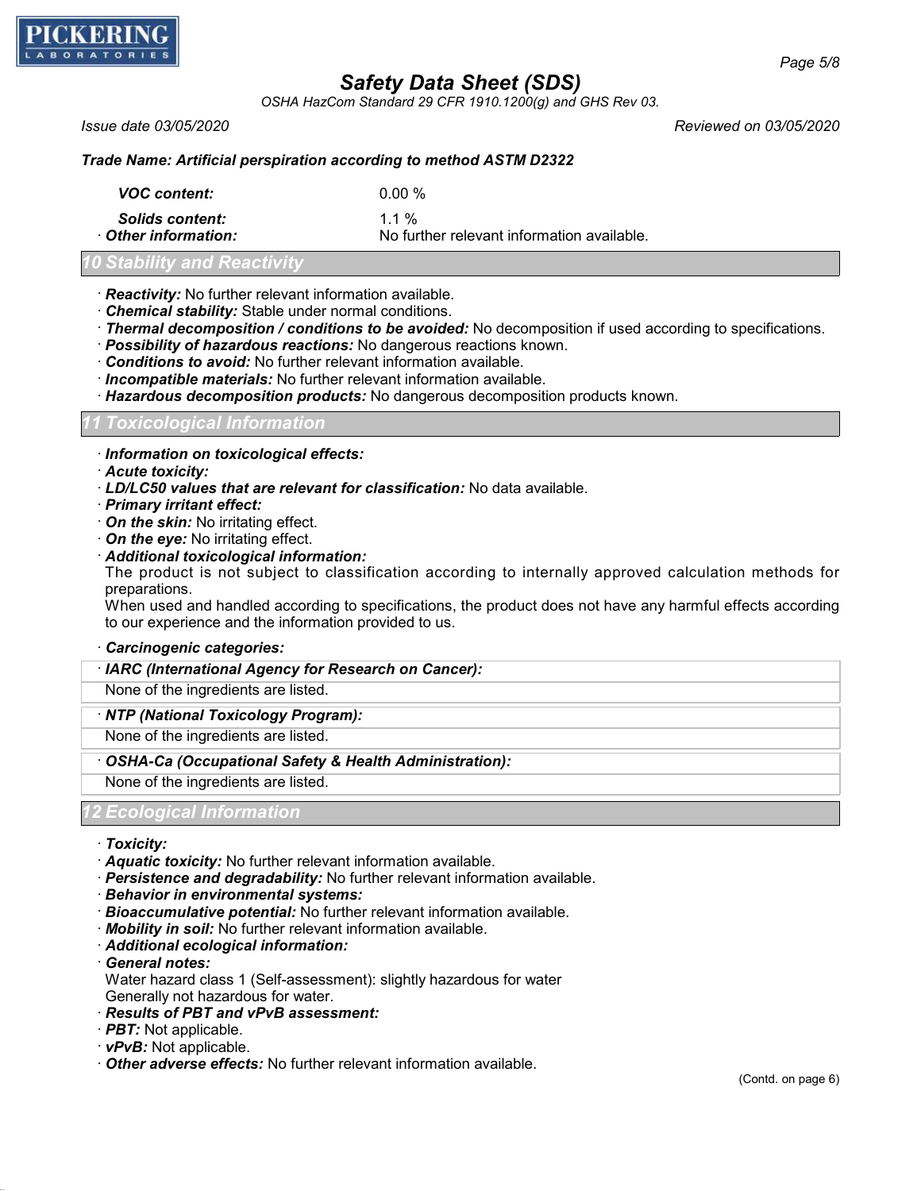*Trade Name: Artificial perspiration according to method ASTM D2322*

| | |
|---|---|
| ***VOC content:*** | 0.00 % |
| ***Solids content:*** | 1.1 % |
| · ***Other information:*** | No further relevant information available. |

## 10 Stability and Reactivity

· ***Reactivity:*** No further relevant information available.
· ***Chemical stability:*** Stable under normal conditions.
· ***Thermal decomposition / conditions to be avoided:*** No decomposition if used according to specifications.
· ***Possibility of hazardous reactions:*** No dangerous reactions known.
· ***Conditions to avoid:*** No further relevant information available.
· ***Incompatible materials:*** No further relevant information available.
· ***Hazardous decomposition products:*** No dangerous decomposition products known.

## 11 Toxicological Information

· ***Information on toxicological effects:***
· ***Acute toxicity:***
· ***LD/LC50 values that are relevant for classification:*** No data available.
· ***Primary irritant effect:***
· ***On the skin:*** No irritating effect.
· ***On the eye:*** No irritating effect.
· ***Additional toxicological information:***
The product is not subject to classification according to internally approved calculation methods for preparations.
When used and handled according to specifications, the product does not have any harmful effects according to our experience and the information provided to us.

· ***Carcinogenic categories:***

· ***IARC (International Agency for Research on Cancer):***
None of the ingredients are listed.

· ***NTP (National Toxicology Program):***
None of the ingredients are listed.

· ***OSHA-Ca (Occupational Safety & Health Administration):***
None of the ingredients are listed.

## 12 Ecological Information

· ***Toxicity:***
· ***Aquatic toxicity:*** No further relevant information available.
· ***Persistence and degradability:*** No further relevant information available.
· ***Behavior in environmental systems:***
· ***Bioaccumulative potential:*** No further relevant information available.
· ***Mobility in soil:*** No further relevant information available.
· ***Additional ecological information:***
· ***General notes:***
Water hazard class 1 (Self-assessment): slightly hazardous for water
Generally not hazardous for water.
· ***Results of PBT and vPvB assessment:***
· ***PBT:*** Not applicable.
· ***vPvB:*** Not applicable.
· ***Other adverse effects:*** No further relevant information available.

(Contd. on page 6)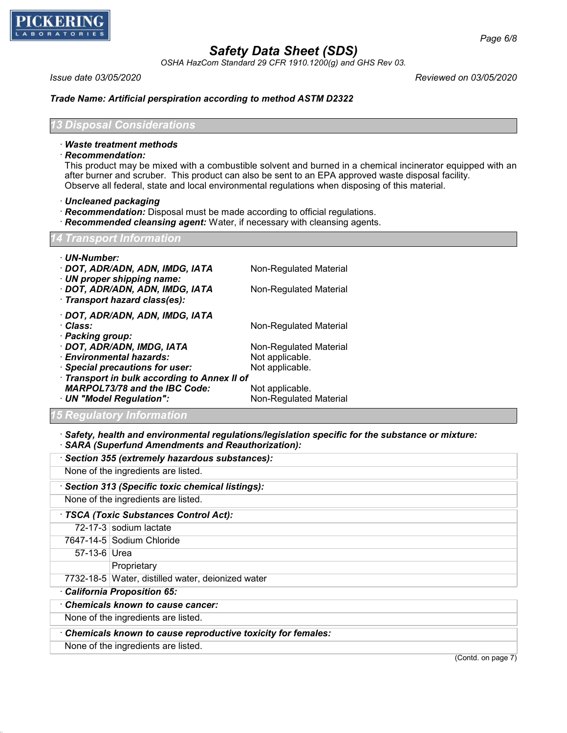## 13 Disposal Considerations

· **Waste treatment methods**

· **Recommendation:**

This product may be mixed with a combustible solvent and burned in a chemical incinerator equipped with an after burner and scruber. This product can also be sent to an EPA approved waste disposal facility. Observe all federal, state and local environmental regulations when disposing of this material.

· **Uncleaned packaging**

· **Recommendation:** Disposal must be made according to official regulations.

· **Recommended cleansing agent:** Water, if necessary with cleansing agents.

## 14 Transport Information

· **UN-Number:**

· **DOT, ADR/ADN, ADN, IMDG, IATA** Non-Regulated Material

· **UN proper shipping name:**

· **DOT, ADR/ADN, ADN, IMDG, IATA** Non-Regulated Material

· **Transport hazard class(es):**

· **DOT, ADR/ADN, ADN, IMDG, IATA**

· **Class:** Non-Regulated Material

· **Packing group:**

· **DOT, ADR/ADN, IMDG, IATA** Non-Regulated Material

· **Environmental hazards:** Not applicable.

· **Special precautions for user:** Not applicable.

· **Transport in bulk according to Annex II of MARPOL73/78 and the IBC Code:** Not applicable.

· **UN "Model Regulation":** Non-Regulated Material

## 15 Regulatory Information

· **Safety, health and environmental regulations/legislation specific for the substance or mixture:**

· **SARA (Superfund Amendments and Reauthorization):**

· **Section 355 (extremely hazardous substances):**

None of the ingredients are listed.

· **Section 313 (Specific toxic chemical listings):**

None of the ingredients are listed.

· **TSCA (Toxic Substances Control Act):**

| | |
|---|---|
| 72-17-3 | sodium lactate |
| 7647-14-5 | Sodium Chloride |
| 57-13-6 | Urea |
| | Proprietary |
| 7732-18-5 | Water, distilled water, deionized water |

· **California Proposition 65:**

· **Chemicals known to cause cancer:**

None of the ingredients are listed.

· **Chemicals known to cause reproductive toxicity for females:**

None of the ingredients are listed.

(Contd. on page 7)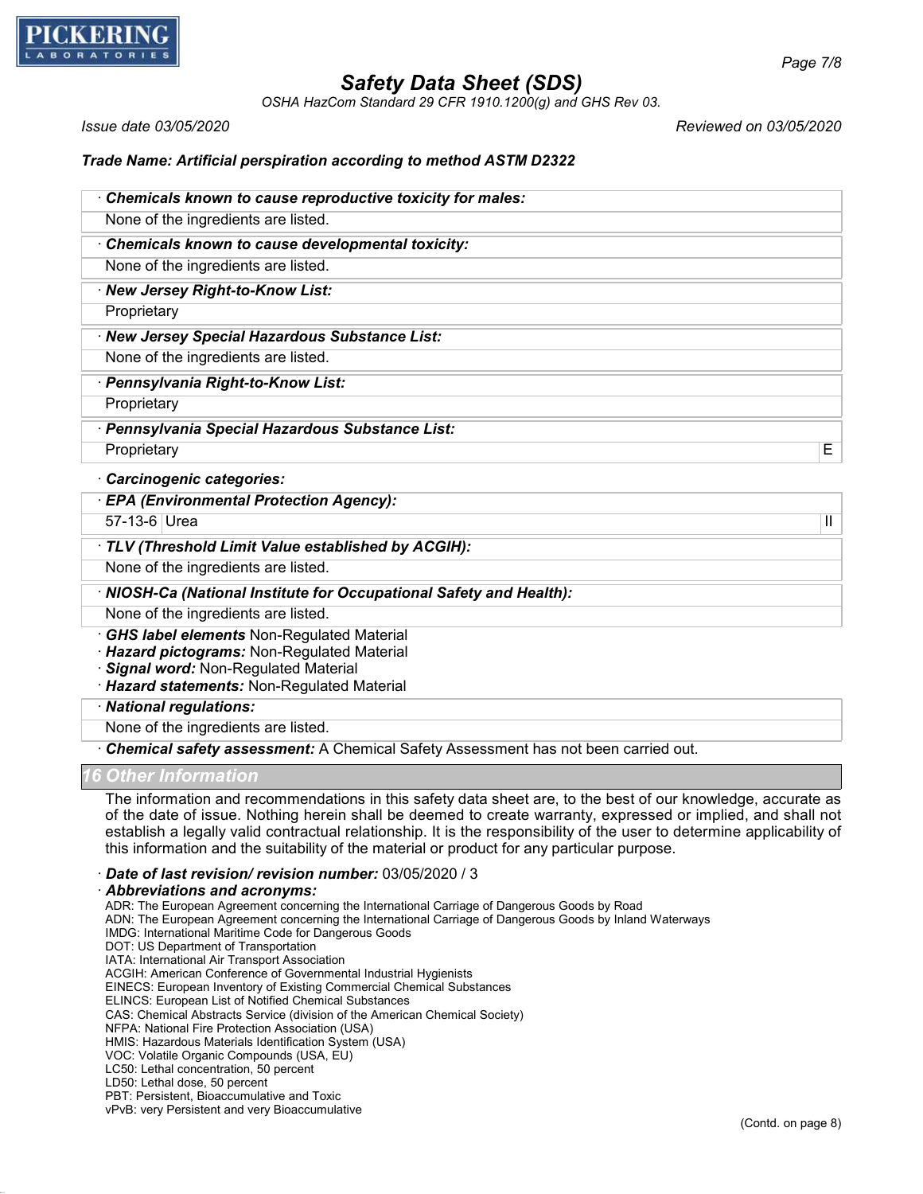**Trade Name: Artificial perspiration according to method ASTM D2322**

| · **Chemicals known to cause reproductive toxicity for males:** |
|---|
| None of the ingredients are listed. |

| · **Chemicals known to cause developmental toxicity:** |
|---|
| None of the ingredients are listed. |

| · **New Jersey Right-to-Know List:** |
|---|
| Proprietary |

| · **New Jersey Special Hazardous Substance List:** |
|---|
| None of the ingredients are listed. |

| · **Pennsylvania Right-to-Know List:** |
|---|
| Proprietary |

| · **Pennsylvania Special Hazardous Substance List:** | |
|---|---|
| Proprietary | E |

· **Carcinogenic categories:**

| · **EPA (Environmental Protection Agency):** | | |
|---|---|---|
| 57-13-6 | Urea | II |

| · **TLV (Threshold Limit Value established by ACGIH):** |
|---|
| None of the ingredients are listed. |

| · **NIOSH-Ca (National Institute for Occupational Safety and Health):** |
|---|
| None of the ingredients are listed. |

· **GHS label elements** Non-Regulated Material
· **Hazard pictograms:** Non-Regulated Material
· **Signal word:** Non-Regulated Material
· **Hazard statements:** Non-Regulated Material

| · **National regulations:** |
|---|
| None of the ingredients are listed. |

· **Chemical safety assessment:** A Chemical Safety Assessment has not been carried out.

## 16 Other Information

The information and recommendations in this safety data sheet are, to the best of our knowledge, accurate as of the date of issue. Nothing herein shall be deemed to create warranty, expressed or implied, and shall not establish a legally valid contractual relationship. It is the responsibility of the user to determine applicability of this information and the suitability of the material or product for any particular purpose.

· **Date of last revision/ revision number:** 03/05/2020 / 3
· **Abbreviations and acronyms:**
ADR: The European Agreement concerning the International Carriage of Dangerous Goods by Road
ADN: The European Agreement concerning the International Carriage of Dangerous Goods by Inland Waterways
IMDG: International Maritime Code for Dangerous Goods
DOT: US Department of Transportation
IATA: International Air Transport Association
ACGIH: American Conference of Governmental Industrial Hygienists
EINECS: European Inventory of Existing Commercial Chemical Substances
ELINCS: European List of Notified Chemical Substances
CAS: Chemical Abstracts Service (division of the American Chemical Society)
NFPA: National Fire Protection Association (USA)
HMIS: Hazardous Materials Identification System (USA)
VOC: Volatile Organic Compounds (USA, EU)
LC50: Lethal concentration, 50 percent
LD50: Lethal dose, 50 percent
PBT: Persistent, Bioaccumulative and Toxic
vPvB: very Persistent and very Bioaccumulative

(Contd. on page 8)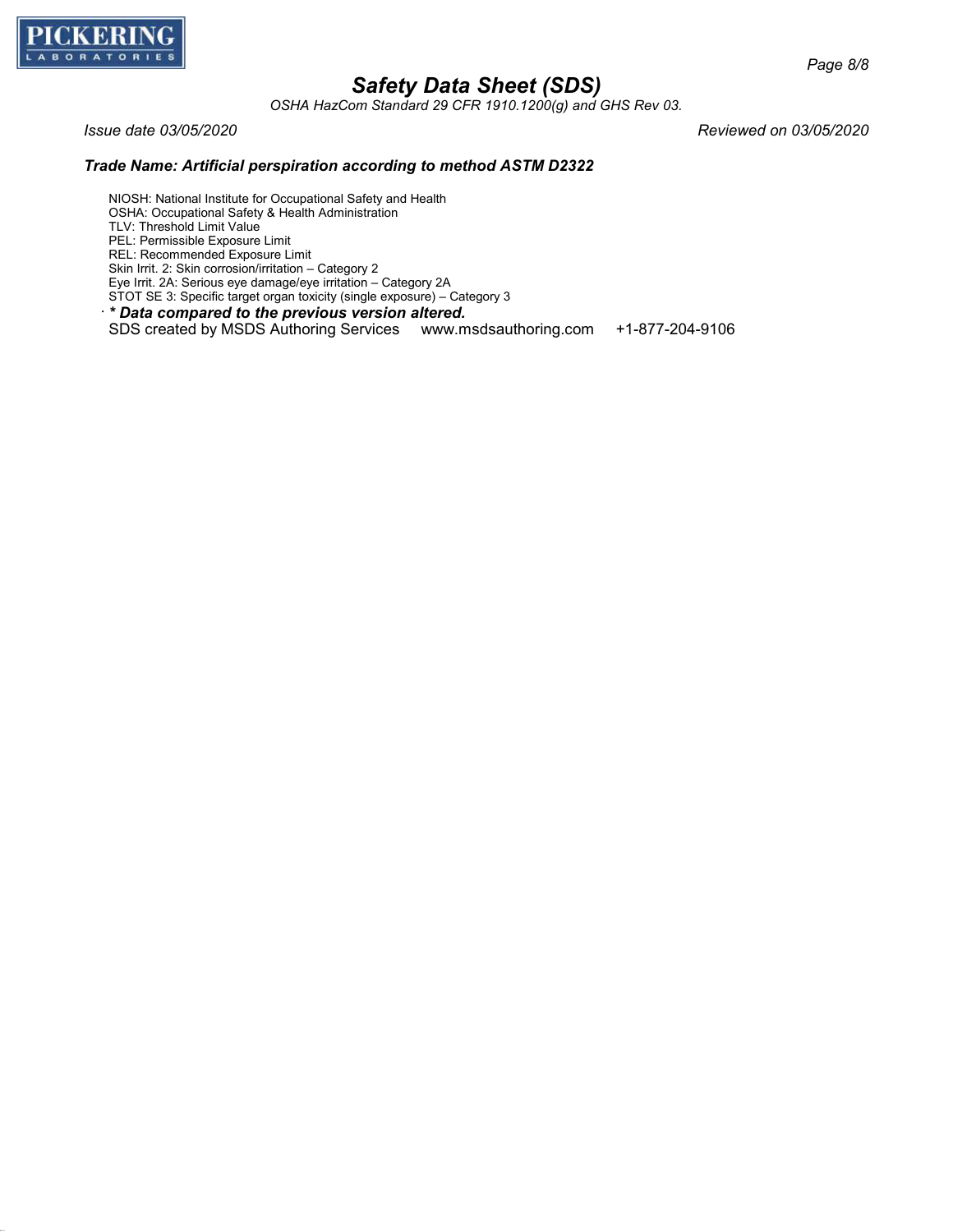NIOSH: National Institute for Occupational Safety and Health
OSHA: Occupational Safety & Health Administration
TLV: Threshold Limit Value
PEL: Permissible Exposure Limit
REL: Recommended Exposure Limit
Skin Irrit. 2: Skin corrosion/irritation – Category 2
Eye Irrit. 2A: Serious eye damage/eye irritation – Category 2A
STOT SE 3: Specific target organ toxicity (single exposure) – Category 3

· ***\* Data compared to the previous version altered.***

SDS created by MSDS Authoring Services www.msdsauthoring.com +1-877-204-9106